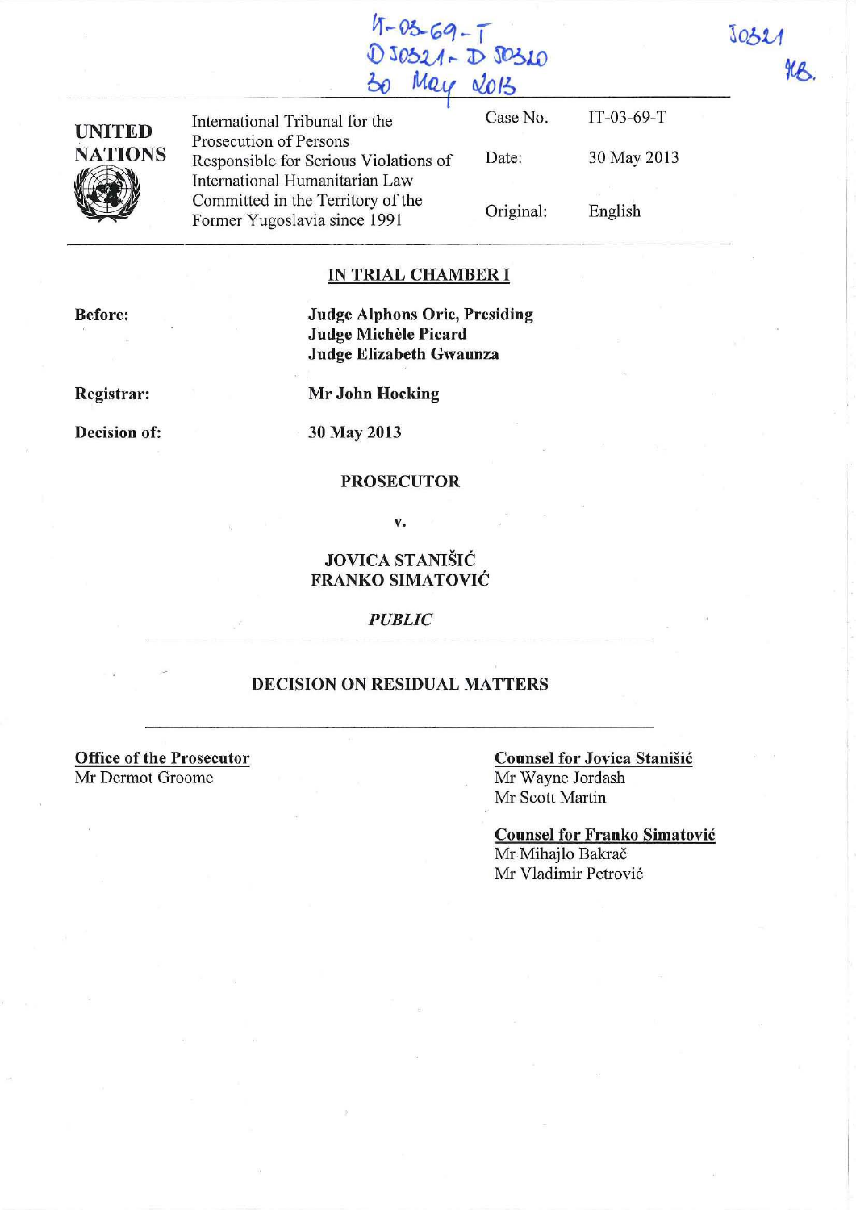IT-03-69-T
D 30321 - D 30320
30 May 2013

30321
MB.

| UNITED NATIONS | International Tribunal for the Prosecution of Persons Responsible for Serious Violations of International Humanitarian Law Committed in the Territory of the Former Yugoslavia since 1991 | Case No. | IT-03-69-T |
|---|---|---|---|
| | | Date: | 30 May 2013 |
| | | Original: | English |

**IN TRIAL CHAMBER I**

**Before:**

**Judge Alphons Orie, Presiding**
**Judge Michèle Picard**
**Judge Elizabeth Gwaunza**

**Registrar:** **Mr John Hocking**

**Decision of:** **30 May 2013**

**PROSECUTOR**

**v.**

**JOVICA STANIŠIĆ**
**FRANKO SIMATOVIĆ**

***PUBLIC***

**DECISION ON RESIDUAL MATTERS**

**Office of the Prosecutor**
Mr Dermot Groome

**Counsel for Jovica Stanišić**
Mr Wayne Jordash
Mr Scott Martin

**Counsel for Franko Simatović**
Mr Mihajlo Bakrač
Mr Vladimir Petrović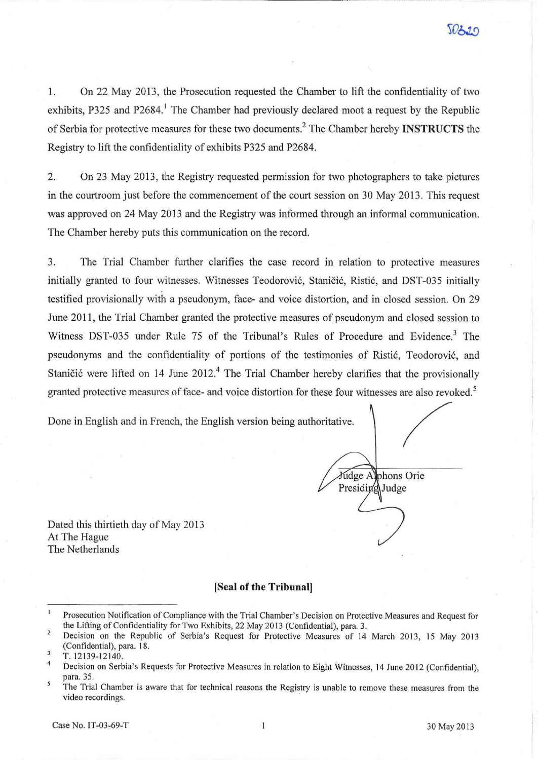1. On 22 May 2013, the Prosecution requested the Chamber to lift the confidentiality of two exhibits, P325 and P2684.[1] The Chamber had previously declared moot a request by the Republic of Serbia for protective measures for these two documents.[2] The Chamber hereby **INSTRUCTS** the Registry to lift the confidentiality of exhibits P325 and P2684.

2. On 23 May 2013, the Registry requested permission for two photographers to take pictures in the courtroom just before the commencement of the court session on 30 May 2013. This request was approved on 24 May 2013 and the Registry was informed through an informal communication. The Chamber hereby puts this communication on the record.

3. The Trial Chamber further clarifies the case record in relation to protective measures initially granted to four witnesses. Witnesses Teodorović, Staničić, Ristić, and DST-035 initially testified provisionally with a pseudonym, face- and voice distortion, and in closed session. On 29 June 2011, the Trial Chamber granted the protective measures of pseudonym and closed session to Witness DST-035 under Rule 75 of the Tribunal's Rules of Procedure and Evidence.[3] The pseudonyms and the confidentiality of portions of the testimonies of Ristić, Teodorović, and Staničić were lifted on 14 June 2012.[4] The Trial Chamber hereby clarifies that the provisionally granted protective measures of face- and voice distortion for these four witnesses are also revoked.[5]

Done in English and in French, the English version being authoritative.

Judge Alphons Orie
Presiding Judge

Dated this thirtieth day of May 2013
At The Hague
The Netherlands

**[Seal of the Tribunal]**

---

[1] Prosecution Notification of Compliance with the Trial Chamber's Decision on Protective Measures and Request for the Lifting of Confidentiality for Two Exhibits, 22 May 2013 (Confidential), para. 3.

[2] Decision on the Republic of Serbia's Request for Protective Measures of 14 March 2013, 15 May 2013 (Confidential), para. 18.

[3] T. 12139-12140.

[4] Decision on Serbia's Requests for Protective Measures in relation to Eight Witnesses, 14 June 2012 (Confidential), para. 35.

[5] The Trial Chamber is aware that for technical reasons the Registry is unable to remove these measures from the video recordings.